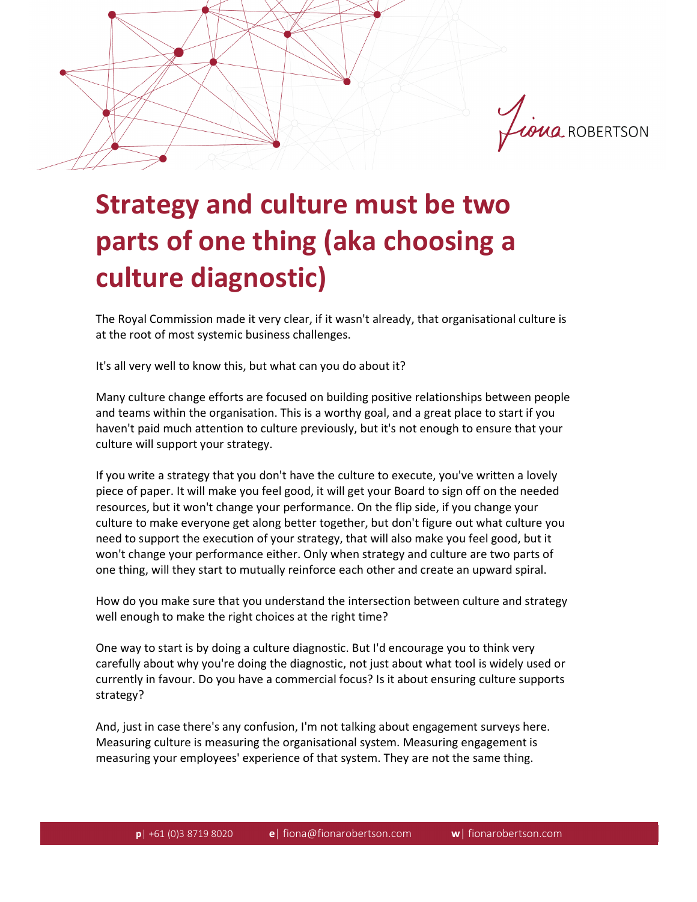# Strategy and culture must be two parts of one thing (aka choosing a culture diagnostic)

The Royal Commission made it very clear, if it wasn't already, that organisational culture is at the root of most systemic business challenges.

It's all very well to know this, but what can you do about it?

Many culture change efforts are focused on building positive relationships between people and teams within the organisation. This is a worthy goal, and a great place to start if you haven't paid much attention to culture previously, but it's not enough to ensure that your culture will support your strategy.

If you write a strategy that you don't have the culture to execute, you've written a lovely piece of paper. It will make you feel good, it will get your Board to sign off on the needed resources, but it won't change your performance. On the flip side, if you change your culture to make everyone get along better together, but don't figure out what culture you need to support the execution of your strategy, that will also make you feel good, but it won't change your performance either. Only when strategy and culture are two parts of one thing, will they start to mutually reinforce each other and create an upward spiral.

How do you make sure that you understand the intersection between culture and strategy well enough to make the right choices at the right time?

One way to start is by doing a culture diagnostic. But I'd encourage you to think very carefully about why you're doing the diagnostic, not just about what tool is widely used or currently in favour. Do you have a commercial focus? Is it about ensuring culture supports strategy?

And, just in case there's any confusion, I'm not talking about engagement surveys here. Measuring culture is measuring the organisational system. Measuring engagement is measuring your employees' experience of that system. They are not the same thing.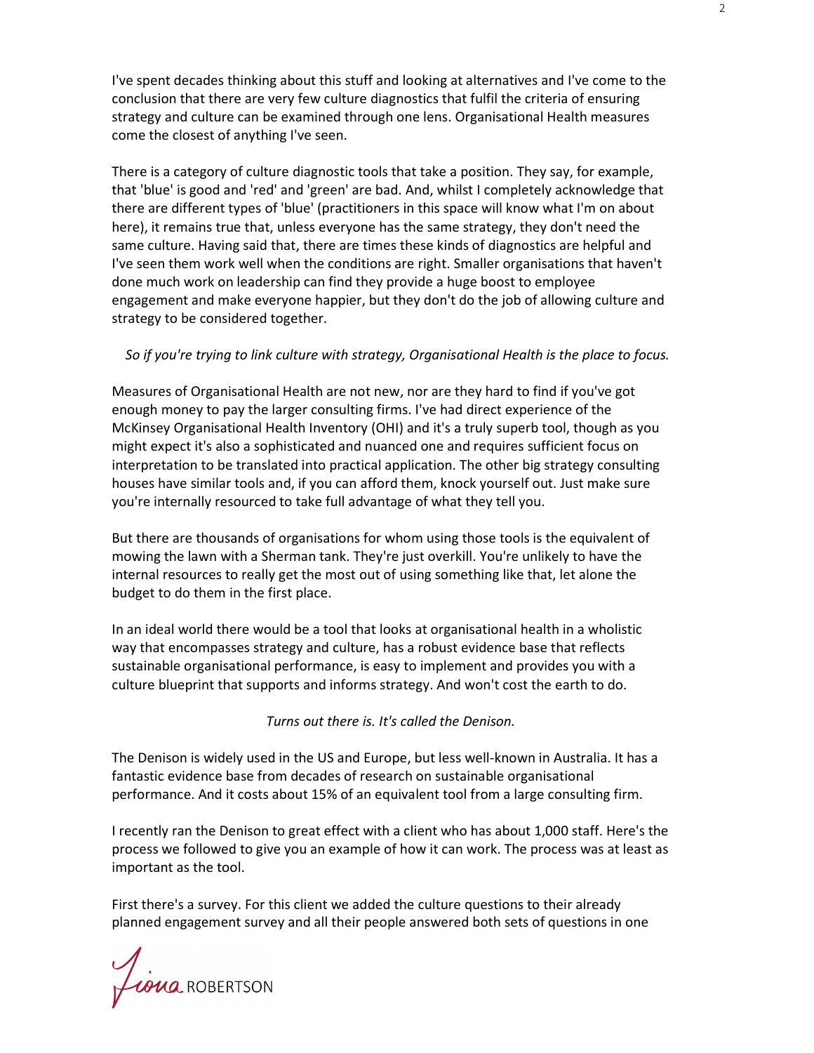I've spent decades thinking about this stuff and looking at alternatives and I've come to the conclusion that there are very few culture diagnostics that fulfil the criteria of ensuring strategy and culture can be examined through one lens. Organisational Health measures come the closest of anything I've seen.

There is a category of culture diagnostic tools that take a position. They say, for example, that 'blue' is good and 'red' and 'green' are bad. And, whilst I completely acknowledge that there are different types of 'blue' (practitioners in this space will know what I'm on about here), it remains true that, unless everyone has the same strategy, they don't need the same culture. Having said that, there are times these kinds of diagnostics are helpful and I've seen them work well when the conditions are right. Smaller organisations that haven't done much work on leadership can find they provide a huge boost to employee engagement and make everyone happier, but they don't do the job of allowing culture and strategy to be considered together.

*So if you're trying to link culture with strategy, Organisational Health is the place to focus.*

Measures of Organisational Health are not new, nor are they hard to find if you've got enough money to pay the larger consulting firms. I've had direct experience of the McKinsey Organisational Health Inventory (OHI) and it's a truly superb tool, though as you might expect it's also a sophisticated and nuanced one and requires sufficient focus on interpretation to be translated into practical application. The other big strategy consulting houses have similar tools and, if you can afford them, knock yourself out. Just make sure you're internally resourced to take full advantage of what they tell you.

But there are thousands of organisations for whom using those tools is the equivalent of mowing the lawn with a Sherman tank. They're just overkill. You're unlikely to have the internal resources to really get the most out of using something like that, let alone the budget to do them in the first place.

In an ideal world there would be a tool that looks at organisational health in a wholistic way that encompasses strategy and culture, has a robust evidence base that reflects sustainable organisational performance, is easy to implement and provides you with a culture blueprint that supports and informs strategy. And won't cost the earth to do.

*Turns out there is. It's called the Denison.*

The Denison is widely used in the US and Europe, but less well-known in Australia. It has a fantastic evidence base from decades of research on sustainable organisational performance. And it costs about 15% of an equivalent tool from a large consulting firm.

I recently ran the Denison to great effect with a client who has about 1,000 staff. Here's the process we followed to give you an example of how it can work. The process was at least as important as the tool.

First there's a survey. For this client we added the culture questions to their already planned engagement survey and all their people answered both sets of questions in one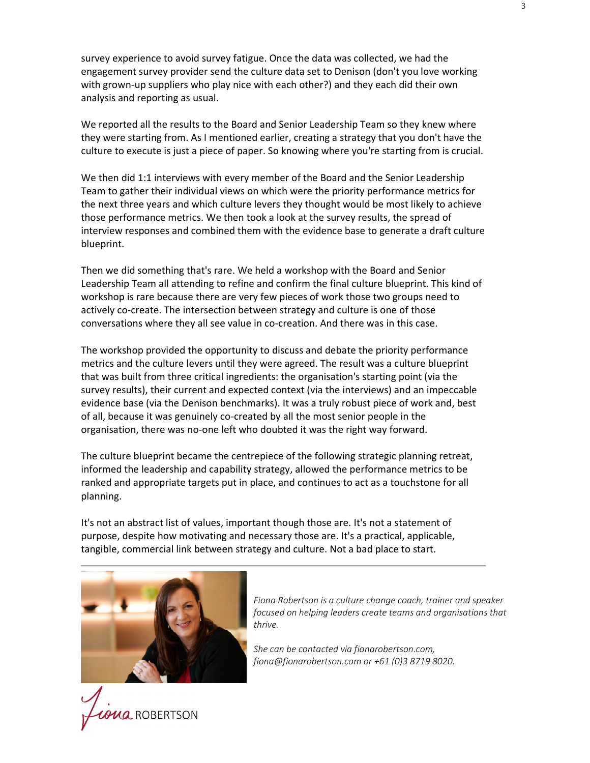survey experience to avoid survey fatigue. Once the data was collected, we had the engagement survey provider send the culture data set to Denison (don't you love working with grown-up suppliers who play nice with each other?) and they each did their own analysis and reporting as usual.

We reported all the results to the Board and Senior Leadership Team so they knew where they were starting from. As I mentioned earlier, creating a strategy that you don't have the culture to execute is just a piece of paper. So knowing where you're starting from is crucial.

We then did 1:1 interviews with every member of the Board and the Senior Leadership Team to gather their individual views on which were the priority performance metrics for the next three years and which culture levers they thought would be most likely to achieve those performance metrics. We then took a look at the survey results, the spread of interview responses and combined them with the evidence base to generate a draft culture blueprint.

Then we did something that's rare. We held a workshop with the Board and Senior Leadership Team all attending to refine and confirm the final culture blueprint. This kind of workshop is rare because there are very few pieces of work those two groups need to actively co-create. The intersection between strategy and culture is one of those conversations where they all see value in co-creation. And there was in this case.

The workshop provided the opportunity to discuss and debate the priority performance metrics and the culture levers until they were agreed. The result was a culture blueprint that was built from three critical ingredients: the organisation's starting point (via the survey results), their current and expected context (via the interviews) and an impeccable evidence base (via the Denison benchmarks). It was a truly robust piece of work and, best of all, because it was genuinely co-created by all the most senior people in the organisation, there was no-one left who doubted it was the right way forward.

The culture blueprint became the centrepiece of the following strategic planning retreat, informed the leadership and capability strategy, allowed the performance metrics to be ranked and appropriate targets put in place, and continues to act as a touchstone for all planning.

It's not an abstract list of values, important though those are. It's not a statement of purpose, despite how motivating and necessary those are. It's a practical, applicable, tangible, commercial link between strategy and culture. Not a bad place to start.

---

*Fiona Robertson is a culture change coach, trainer and speaker focused on helping leaders create teams and organisations that thrive.*

*She can be contacted via fionarobertson.com, fiona@fionarobertson.com or +61 (0)3 8719 8020.*

Fiona ROBERTSON